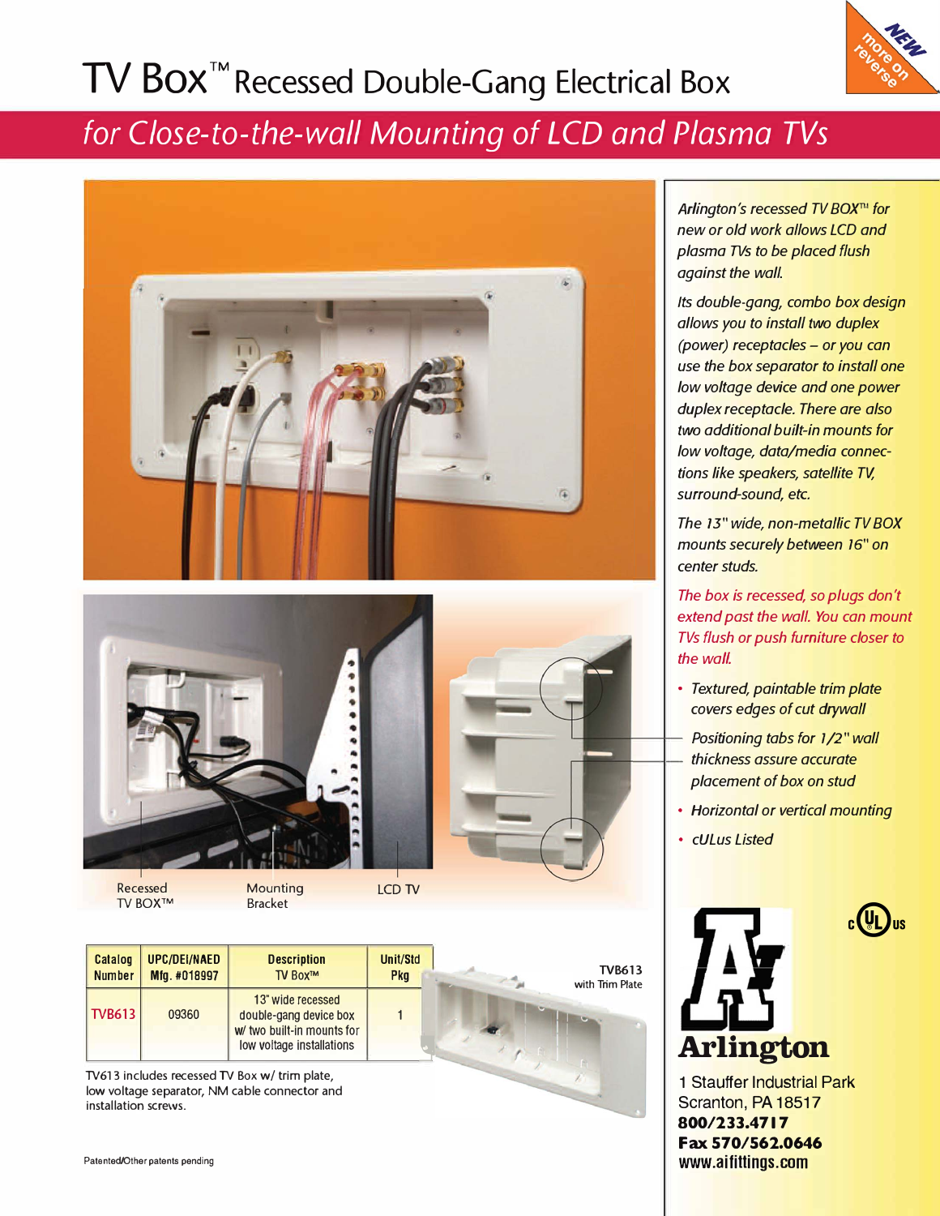NEW more on reverse

# TV Box™ Recessed Double-Gang Electrical Box

## *for Close-to-the-wall Mounting of LCD and Plasma TVs*

*Arlington's recessed TV BOX™ for new or old work allows LCD and plasma TVs to be placed flush against the wall.*

*Its double-gang, combo box design allows you to install two duplex (power) receptacles – or you can use the box separator to install one low voltage device and one power duplex receptacle. There are also two additional built-in mounts for low voltage, data/media connections like speakers, satellite TV, surround-sound, etc.*

*The 13" wide, non-metallic TV BOX mounts securely between 16" on center studs.*

*The box is recessed, so plugs don't extend past the wall. You can mount TVs flush or push furniture closer to the wall.*

- *Textured, paintable trim plate covers edges of cut drywall*
- *Positioning tabs for 1/2" wall thickness assure accurate placement of box on stud*
- *Horizontal or vertical mounting*
- *cULus Listed*

Recessed TV BOX™ | Mounting Bracket | LCD TV

| Catalog Number | UPC/DEI/NAED Mfg. #018997 | Description TV Box™ | Unit/Std Pkg |
|---|---|---|---|
| TVB613 | 09360 | 13" wide recessed double-gang device box w/ two built-in mounts for low voltage installations | 1 |

TVB613 with Trim Plate

TV613 includes recessed TV Box w/ trim plate, low voltage separator, NM cable connector and installation screws.

Patented/Other patents pending

**Arlington**

1 Stauffer Industrial Park
Scranton, PA 18517
**800/233.4717**
**Fax 570/562.0646**
**www.aifittings.com**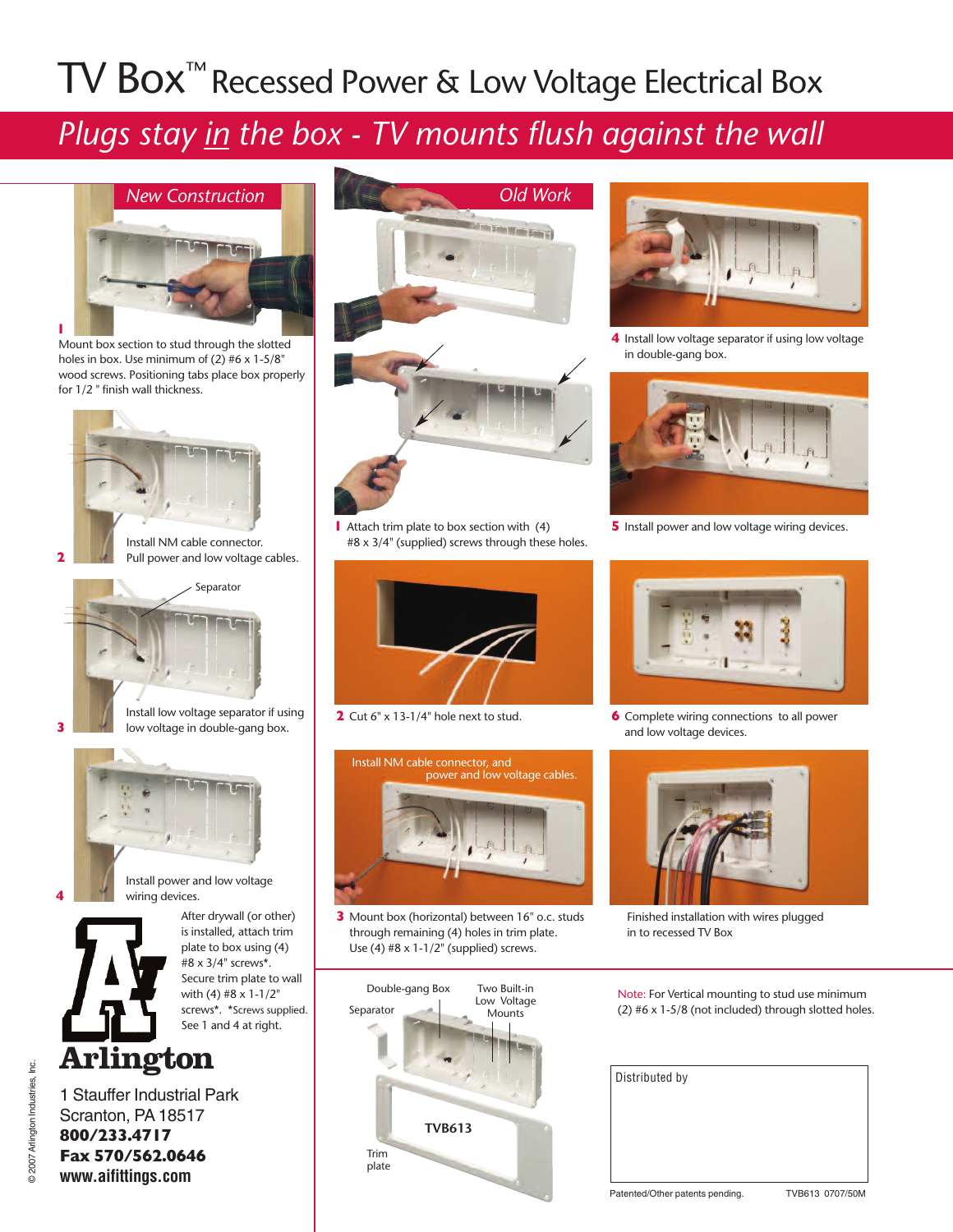# TV Box™ Recessed Power & Low Voltage Electrical Box

## *Plugs stay in the box - TV mounts flush against the wall*

### *New Construction*

**1** Mount box section to stud through the slotted holes in box. Use minimum of (2) #6 x 1-5/8" wood screws. Positioning tabs place box properly for 1/2 " finish wall thickness.

**2** Install NM cable connector. Pull power and low voltage cables.

Separator

**3** Install low voltage separator if using low voltage in double-gang box.

**4** Install power and low voltage wiring devices.

After drywall (or other) is installed, attach trim plate to box using (4) #8 x 3/4" screws*. Secure trim plate to wall with (4) #8 x 1-1/2" screws*. *Screws supplied. See 1 and 4 at right.

**Arlington**

1 Stauffer Industrial Park
Scranton, PA 18517
**800/233.4717**
**Fax 570/562.0646**
**www.aifittings.com**

© 2007 Arlington Industries, Inc.

### *Old Work*

**1** Attach trim plate to box section with (4) #8 x 3/4" (supplied) screws through these holes.

**2** Cut 6" x 13-1/4" hole next to stud.

Install NM cable connector, and power and low voltage cables.

**3** Mount box (horizontal) between 16" o.c. studs through remaining (4) holes in trim plate. Use (4) #8 x 1-1/2" (supplied) screws.

**4** Install low voltage separator if using low voltage in double-gang box.

**5** Install power and low voltage wiring devices.

**6** Complete wiring connections to all power and low voltage devices.

Finished installation with wires plugged in to recessed TV Box

Double-gang Box
Two Built-in Low Voltage Mounts
Separator
TVB613
Trim plate

Note: For Vertical mounting to stud use minimum (2) #6 x 1-5/8 (not included) through slotted holes.

Distributed by

Patented/Other patents pending.　　TVB613 0707/50M